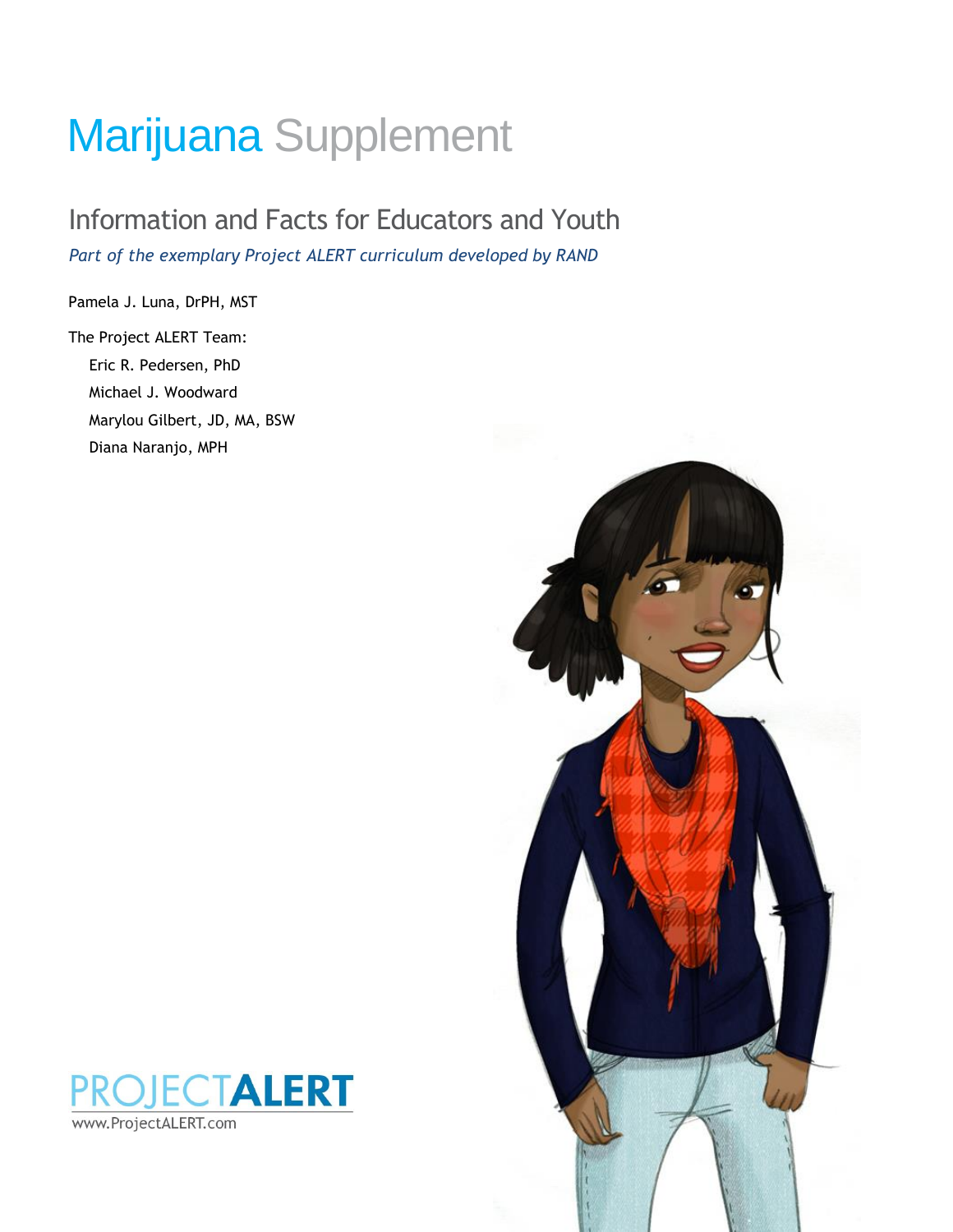# Marijuana Supplement

## Information and Facts for Educators and Youth

*Part of the exemplary Project ALERT curriculum developed by RAND*

Pamela J. Luna, DrPH, MST

The Project ALERT Team:

- Eric R. Pedersen, PhD
- Michael J. Woodward
- Marylou Gilbert, JD, MA, BSW
- Diana Naranjo, MPH

PROJECTALERT

www.ProjectALERT.com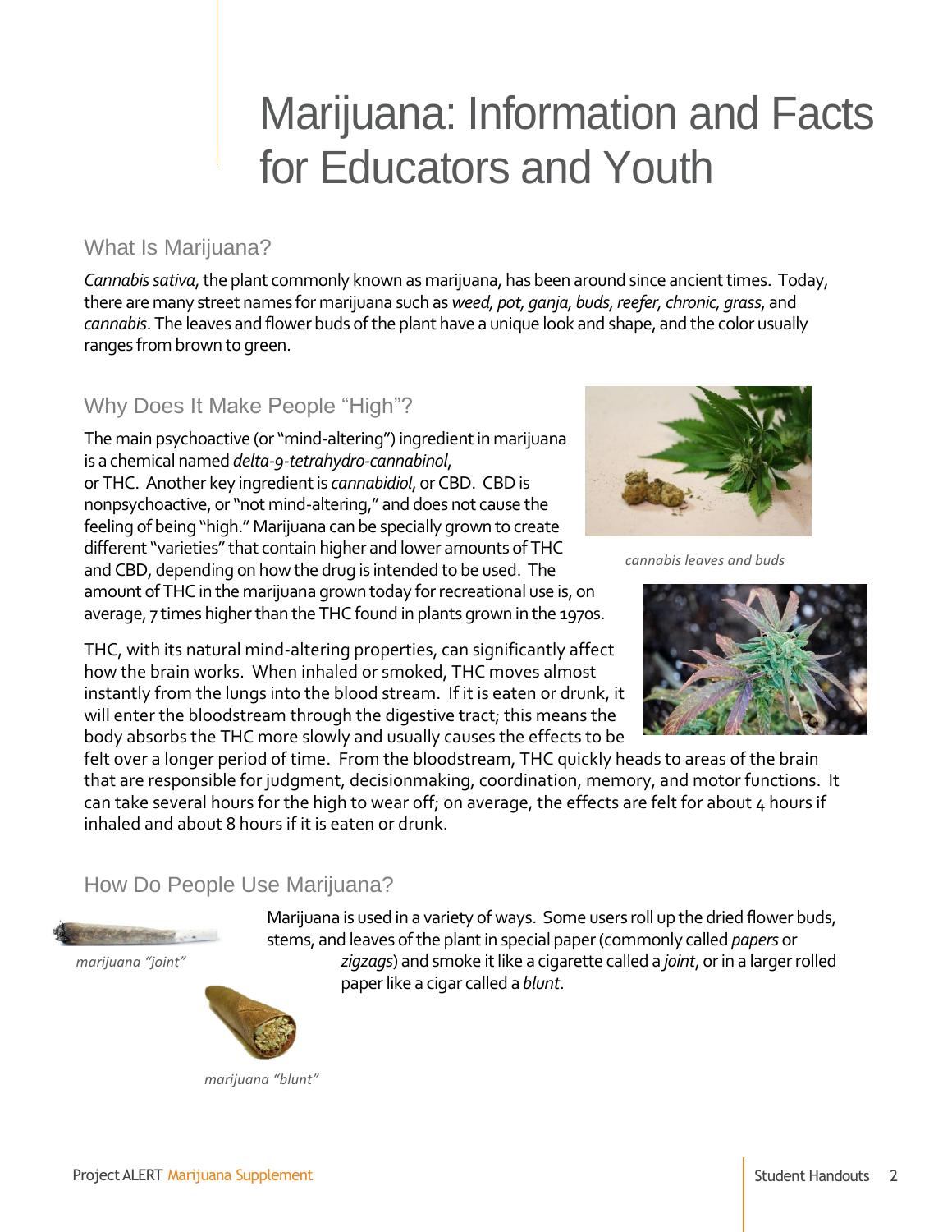# Marijuana: Information and Facts for Educators and Youth

## What Is Marijuana?

*Cannabis sativa*, the plant commonly known as marijuana, has been around since ancient times. Today, there are many street names for marijuana such as *weed, pot, ganja, buds, reefer, chronic, grass*, and *cannabis*. The leaves and flower buds of the plant have a unique look and shape, and the color usually ranges from brown to green.

## Why Does It Make People "High"?

The main psychoactive (or "mind-altering") ingredient in marijuana is a chemical named *delta-9-tetrahydro-cannabinol*, or THC. Another key ingredient is *cannabidiol*, or CBD. CBD is nonpsychoactive, or "not mind-altering," and does not cause the feeling of being "high." Marijuana can be specially grown to create different "varieties" that contain higher and lower amounts of THC and CBD, depending on how the drug is intended to be used. The amount of THC in the marijuana grown today for recreational use is, on average, 7 times higher than the THC found in plants grown in the 1970s.

*cannabis leaves and buds*

THC, with its natural mind-altering properties, can significantly affect how the brain works. When inhaled or smoked, THC moves almost instantly from the lungs into the blood stream. If it is eaten or drunk, it will enter the bloodstream through the digestive tract; this means the body absorbs the THC more slowly and usually causes the effects to be felt over a longer period of time. From the bloodstream, THC quickly heads to areas of the brain that are responsible for judgment, decisionmaking, coordination, memory, and motor functions. It can take several hours for the high to wear off; on average, the effects are felt for about 4 hours if inhaled and about 8 hours if it is eaten or drunk.

## How Do People Use Marijuana?

*marijuana "joint"*

*marijuana "blunt"*

Marijuana is used in a variety of ways. Some users roll up the dried flower buds, stems, and leaves of the plant in special paper (commonly called *papers* or *zigzags*) and smoke it like a cigarette called a *joint*, or in a larger rolled paper like a cigar called a *blunt*.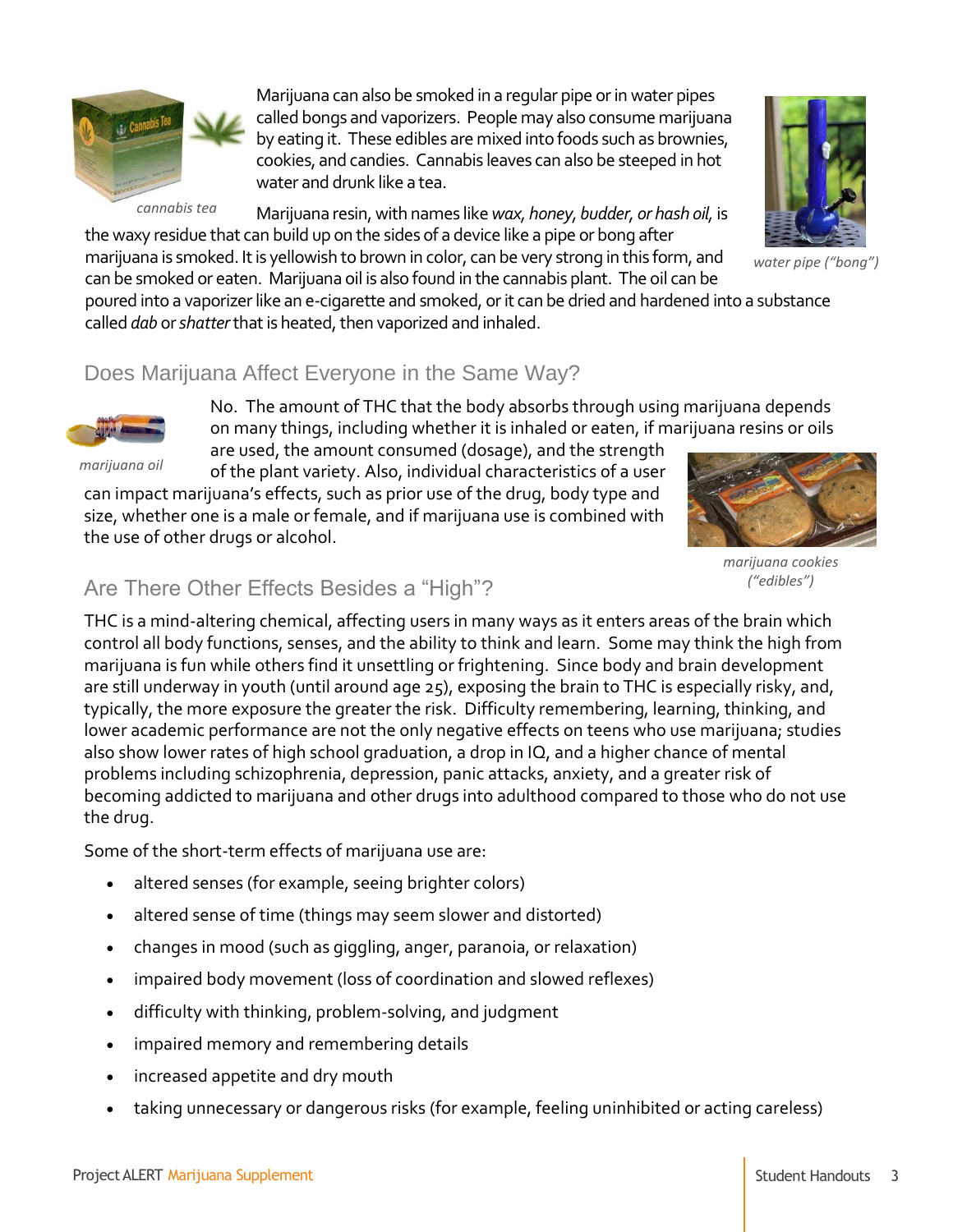Marijuana can also be smoked in a regular pipe or in water pipes called bongs and vaporizers. People may also consume marijuana by eating it. These edibles are mixed into foods such as brownies, cookies, and candies. Cannabis leaves can also be steeped in hot water and drunk like a tea.

*cannabis tea*

Marijuana resin, with names like *wax, honey, budder, or hash oil*, is the waxy residue that can build up on the sides of a device like a pipe or bong after marijuana is smoked. It is yellowish to brown in color, can be very strong in this form, and can be smoked or eaten. Marijuana oil is also found in the cannabis plant. The oil can be poured into a vaporizer like an e-cigarette and smoked, or it can be dried and hardened into a substance called *dab* or *shatter* that is heated, then vaporized and inhaled.

*water pipe ("bong")*

## Does Marijuana Affect Everyone in the Same Way?

No. The amount of THC that the body absorbs through using marijuana depends on many things, including whether it is inhaled or eaten, if marijuana resins or oils are used, the amount consumed (dosage), and the strength of the plant variety. Also, individual characteristics of a user can impact marijuana's effects, such as prior use of the drug, body type and size, whether one is a male or female, and if marijuana use is combined with the use of other drugs or alcohol.

*marijuana oil*

*marijuana cookies ("edibles")*

## Are There Other Effects Besides a "High"?

THC is a mind-altering chemical, affecting users in many ways as it enters areas of the brain which control all body functions, senses, and the ability to think and learn. Some may think the high from marijuana is fun while others find it unsettling or frightening. Since body and brain development are still underway in youth (until around age 25), exposing the brain to THC is especially risky, and, typically, the more exposure the greater the risk. Difficulty remembering, learning, thinking, and lower academic performance are not the only negative effects on teens who use marijuana; studies also show lower rates of high school graduation, a drop in IQ, and a higher chance of mental problems including schizophrenia, depression, panic attacks, anxiety, and a greater risk of becoming addicted to marijuana and other drugs into adulthood compared to those who do not use the drug.

Some of the short-term effects of marijuana use are:

- altered senses (for example, seeing brighter colors)
- altered sense of time (things may seem slower and distorted)
- changes in mood (such as giggling, anger, paranoia, or relaxation)
- impaired body movement (loss of coordination and slowed reflexes)
- difficulty with thinking, problem-solving, and judgment
- impaired memory and remembering details
- increased appetite and dry mouth
- taking unnecessary or dangerous risks (for example, feeling uninhibited or acting careless)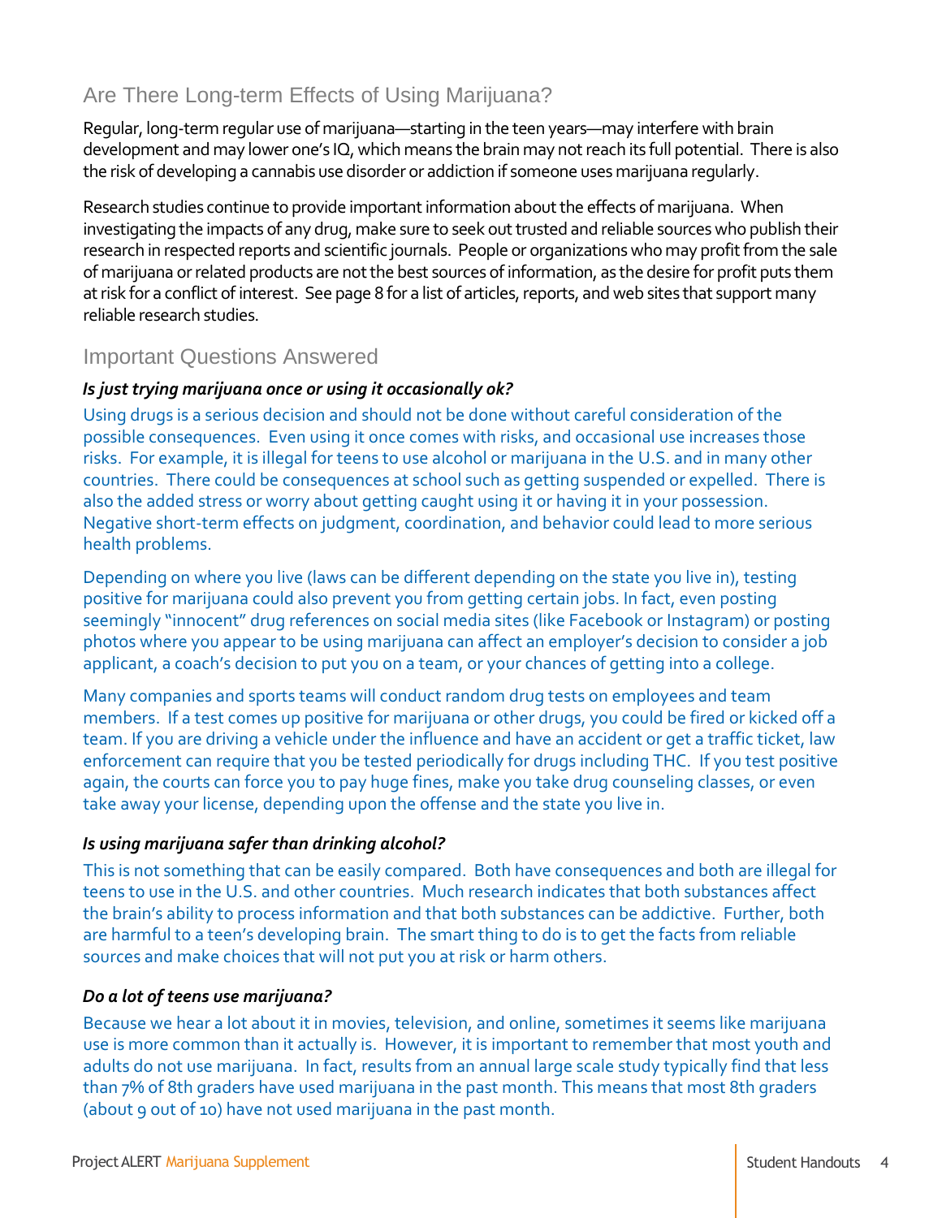## Are There Long-term Effects of Using Marijuana?

Regular, long-term regular use of marijuana—starting in the teen years—may interfere with brain development and may lower one's IQ, which means the brain may not reach its full potential. There is also the risk of developing a cannabis use disorder or addiction if someone uses marijuana regularly.

Research studies continue to provide important information about the effects of marijuana. When investigating the impacts of any drug, make sure to seek out trusted and reliable sources who publish their research in respected reports and scientific journals. People or organizations who may profit from the sale of marijuana or related products are not the best sources of information, as the desire for profit puts them at risk for a conflict of interest. See page 8 for a list of articles, reports, and web sites that support many reliable research studies.

## Important Questions Answered

***Is just trying marijuana once or using it occasionally ok?***

Using drugs is a serious decision and should not be done without careful consideration of the possible consequences. Even using it once comes with risks, and occasional use increases those risks. For example, it is illegal for teens to use alcohol or marijuana in the U.S. and in many other countries. There could be consequences at school such as getting suspended or expelled. There is also the added stress or worry about getting caught using it or having it in your possession. Negative short-term effects on judgment, coordination, and behavior could lead to more serious health problems.

Depending on where you live (laws can be different depending on the state you live in), testing positive for marijuana could also prevent you from getting certain jobs. In fact, even posting seemingly "innocent" drug references on social media sites (like Facebook or Instagram) or posting photos where you appear to be using marijuana can affect an employer's decision to consider a job applicant, a coach's decision to put you on a team, or your chances of getting into a college.

Many companies and sports teams will conduct random drug tests on employees and team members. If a test comes up positive for marijuana or other drugs, you could be fired or kicked off a team. If you are driving a vehicle under the influence and have an accident or get a traffic ticket, law enforcement can require that you be tested periodically for drugs including THC. If you test positive again, the courts can force you to pay huge fines, make you take drug counseling classes, or even take away your license, depending upon the offense and the state you live in.

***Is using marijuana safer than drinking alcohol?***

This is not something that can be easily compared. Both have consequences and both are illegal for teens to use in the U.S. and other countries. Much research indicates that both substances affect the brain's ability to process information and that both substances can be addictive. Further, both are harmful to a teen's developing brain. The smart thing to do is to get the facts from reliable sources and make choices that will not put you at risk or harm others.

***Do a lot of teens use marijuana?***

Because we hear a lot about it in movies, television, and online, sometimes it seems like marijuana use is more common than it actually is. However, it is important to remember that most youth and adults do not use marijuana. In fact, results from an annual large scale study typically find that less than 7% of 8th graders have used marijuana in the past month. This means that most 8th graders (about 9 out of 10) have not used marijuana in the past month.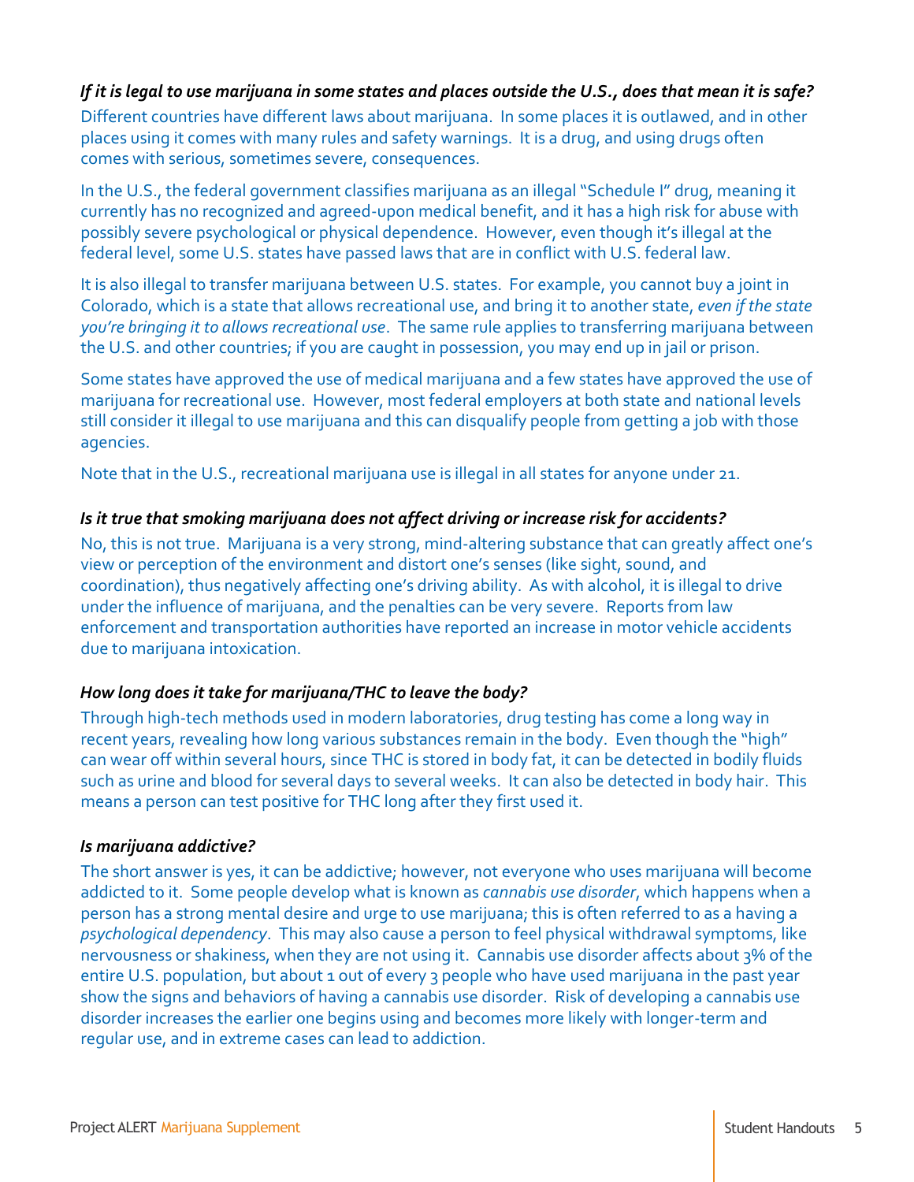***If it is legal to use marijuana in some states and places outside the U.S., does that mean it is safe?***

Different countries have different laws about marijuana. In some places it is outlawed, and in other places using it comes with many rules and safety warnings. It is a drug, and using drugs often comes with serious, sometimes severe, consequences.

In the U.S., the federal government classifies marijuana as an illegal "Schedule I" drug, meaning it currently has no recognized and agreed-upon medical benefit, and it has a high risk for abuse with possibly severe psychological or physical dependence. However, even though it's illegal at the federal level, some U.S. states have passed laws that are in conflict with U.S. federal law.

It is also illegal to transfer marijuana between U.S. states. For example, you cannot buy a joint in Colorado, which is a state that allows recreational use, and bring it to another state, *even if the state you're bringing it to allows recreational use*. The same rule applies to transferring marijuana between the U.S. and other countries; if you are caught in possession, you may end up in jail or prison.

Some states have approved the use of medical marijuana and a few states have approved the use of marijuana for recreational use. However, most federal employers at both state and national levels still consider it illegal to use marijuana and this can disqualify people from getting a job with those agencies.

Note that in the U.S., recreational marijuana use is illegal in all states for anyone under 21.

***Is it true that smoking marijuana does not affect driving or increase risk for accidents?***

No, this is not true. Marijuana is a very strong, mind-altering substance that can greatly affect one's view or perception of the environment and distort one's senses (like sight, sound, and coordination), thus negatively affecting one's driving ability. As with alcohol, it is illegal to drive under the influence of marijuana, and the penalties can be very severe. Reports from law enforcement and transportation authorities have reported an increase in motor vehicle accidents due to marijuana intoxication.

***How long does it take for marijuana/THC to leave the body?***

Through high-tech methods used in modern laboratories, drug testing has come a long way in recent years, revealing how long various substances remain in the body. Even though the "high" can wear off within several hours, since THC is stored in body fat, it can be detected in bodily fluids such as urine and blood for several days to several weeks. It can also be detected in body hair. This means a person can test positive for THC long after they first used it.

***Is marijuana addictive?***

The short answer is yes, it can be addictive; however, not everyone who uses marijuana will become addicted to it. Some people develop what is known as *cannabis use disorder*, which happens when a person has a strong mental desire and urge to use marijuana; this is often referred to as a having a *psychological dependency*. This may also cause a person to feel physical withdrawal symptoms, like nervousness or shakiness, when they are not using it. Cannabis use disorder affects about 3% of the entire U.S. population, but about 1 out of every 3 people who have used marijuana in the past year show the signs and behaviors of having a cannabis use disorder. Risk of developing a cannabis use disorder increases the earlier one begins using and becomes more likely with longer-term and regular use, and in extreme cases can lead to addiction.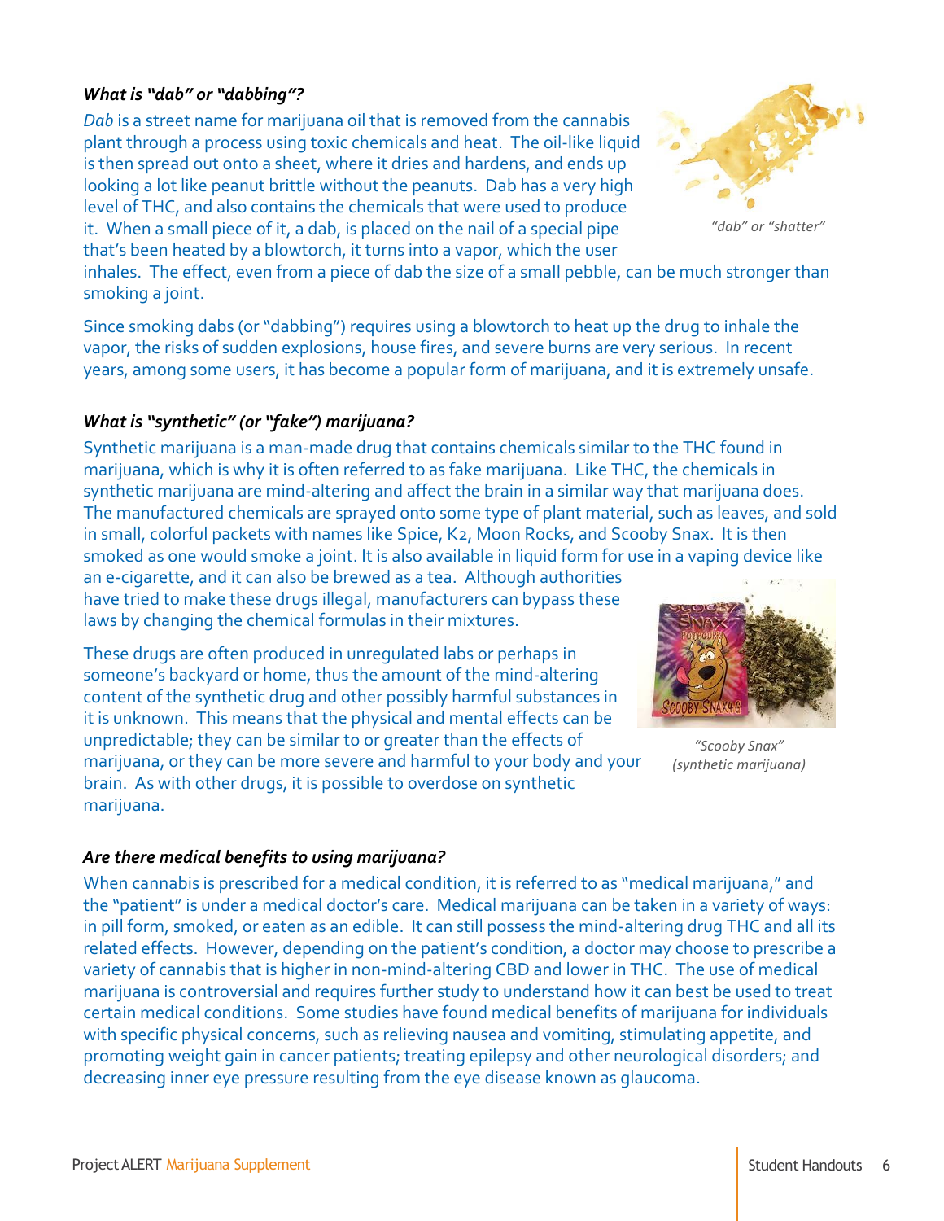### *What is "dab" or "dabbing"?*

*Dab* is a street name for marijuana oil that is removed from the cannabis plant through a process using toxic chemicals and heat. The oil-like liquid is then spread out onto a sheet, where it dries and hardens, and ends up looking a lot like peanut brittle without the peanuts. Dab has a very high level of THC, and also contains the chemicals that were used to produce it. When a small piece of it, a dab, is placed on the nail of a special pipe that's been heated by a blowtorch, it turns into a vapor, which the user inhales. The effect, even from a piece of dab the size of a small pebble, can be much stronger than smoking a joint.

*"dab" or "shatter"*

Since smoking dabs (or "dabbing") requires using a blowtorch to heat up the drug to inhale the vapor, the risks of sudden explosions, house fires, and severe burns are very serious. In recent years, among some users, it has become a popular form of marijuana, and it is extremely unsafe.

### *What is "synthetic" (or "fake") marijuana?*

Synthetic marijuana is a man-made drug that contains chemicals similar to the THC found in marijuana, which is why it is often referred to as fake marijuana. Like THC, the chemicals in synthetic marijuana are mind-altering and affect the brain in a similar way that marijuana does. The manufactured chemicals are sprayed onto some type of plant material, such as leaves, and sold in small, colorful packets with names like Spice, K2, Moon Rocks, and Scooby Snax. It is then smoked as one would smoke a joint. It is also available in liquid form for use in a vaping device like an e-cigarette, and it can also be brewed as a tea. Although authorities have tried to make these drugs illegal, manufacturers can bypass these laws by changing the chemical formulas in their mixtures.

These drugs are often produced in unregulated labs or perhaps in someone's backyard or home, thus the amount of the mind-altering content of the synthetic drug and other possibly harmful substances in it is unknown. This means that the physical and mental effects can be unpredictable; they can be similar to or greater than the effects of marijuana, or they can be more severe and harmful to your body and your brain. As with other drugs, it is possible to overdose on synthetic marijuana.

*"Scooby Snax" (synthetic marijuana)*

### *Are there medical benefits to using marijuana?*

When cannabis is prescribed for a medical condition, it is referred to as "medical marijuana," and the "patient" is under a medical doctor's care. Medical marijuana can be taken in a variety of ways: in pill form, smoked, or eaten as an edible. It can still possess the mind-altering drug THC and all its related effects. However, depending on the patient's condition, a doctor may choose to prescribe a variety of cannabis that is higher in non-mind-altering CBD and lower in THC. The use of medical marijuana is controversial and requires further study to understand how it can best be used to treat certain medical conditions. Some studies have found medical benefits of marijuana for individuals with specific physical concerns, such as relieving nausea and vomiting, stimulating appetite, and promoting weight gain in cancer patients; treating epilepsy and other neurological disorders; and decreasing inner eye pressure resulting from the eye disease known as glaucoma.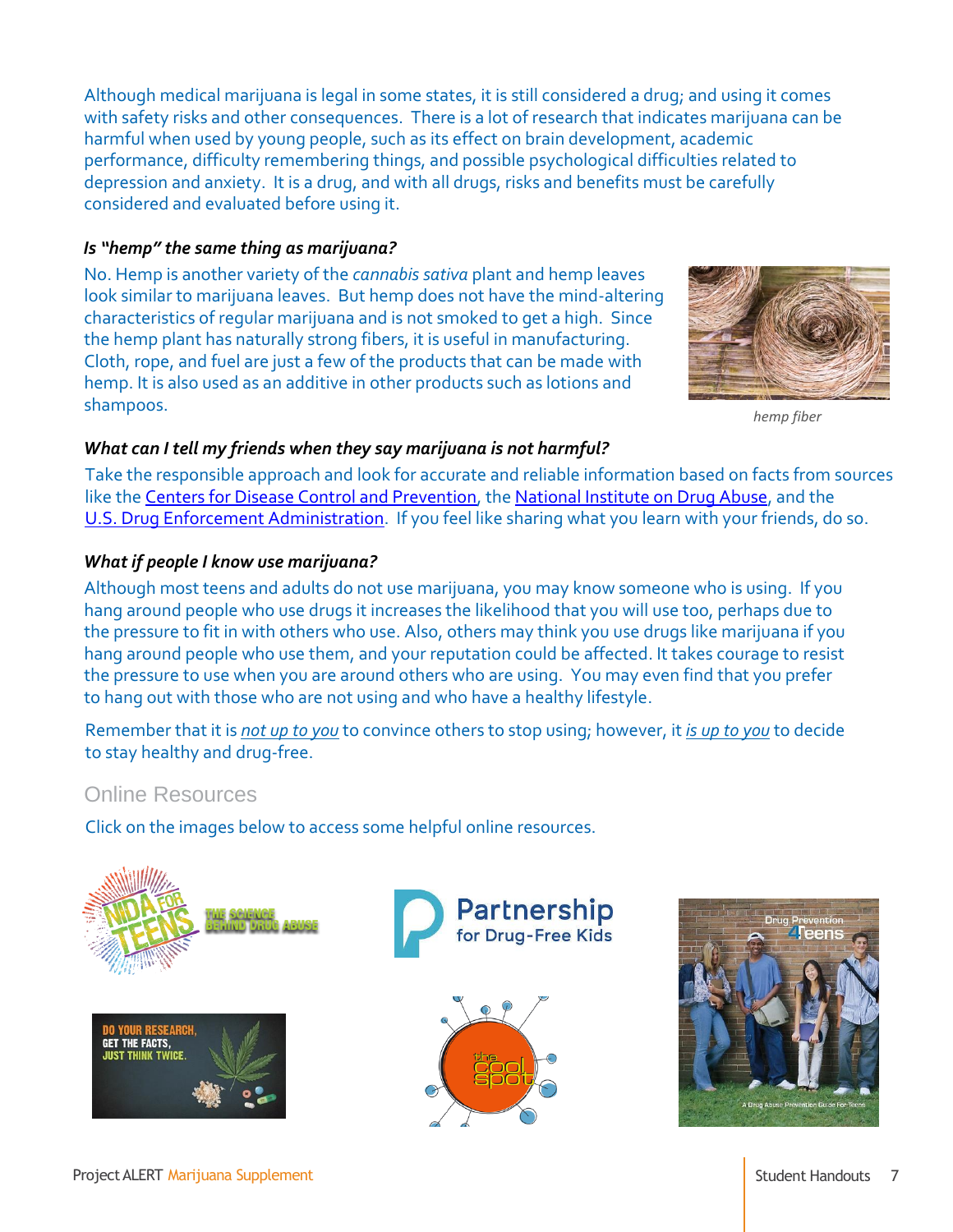Although medical marijuana is legal in some states, it is still considered a drug; and using it comes with safety risks and other consequences. There is a lot of research that indicates marijuana can be harmful when used by young people, such as its effect on brain development, academic performance, difficulty remembering things, and possible psychological difficulties related to depression and anxiety. It is a drug, and with all drugs, risks and benefits must be carefully considered and evaluated before using it.

***Is "hemp" the same thing as marijuana?***

No. Hemp is another variety of the *cannabis sativa* plant and hemp leaves look similar to marijuana leaves. But hemp does not have the mind-altering characteristics of regular marijuana and is not smoked to get a high. Since the hemp plant has naturally strong fibers, it is useful in manufacturing. Cloth, rope, and fuel are just a few of the products that can be made with hemp. It is also used as an additive in other products such as lotions and shampoos.

*hemp fiber*

***What can I tell my friends when they say marijuana is not harmful?***

Take the responsible approach and look for accurate and reliable information based on facts from sources like the Centers for Disease Control and Prevention, the National Institute on Drug Abuse, and the U.S. Drug Enforcement Administration. If you feel like sharing what you learn with your friends, do so.

***What if people I know use marijuana?***

Although most teens and adults do not use marijuana, you may know someone who is using. If you hang around people who use drugs it increases the likelihood that you will use too, perhaps due to the pressure to fit in with others who use. Also, others may think you use drugs like marijuana if you hang around people who use them, and your reputation could be affected. It takes courage to resist the pressure to use when you are around others who are using. You may even find that you prefer to hang out with those who are not using and who have a healthy lifestyle.

Remember that it is *not up to you* to convince others to stop using; however, it *is up to you* to decide to stay healthy and drug-free.

## Online Resources

Click on the images below to access some helpful online resources.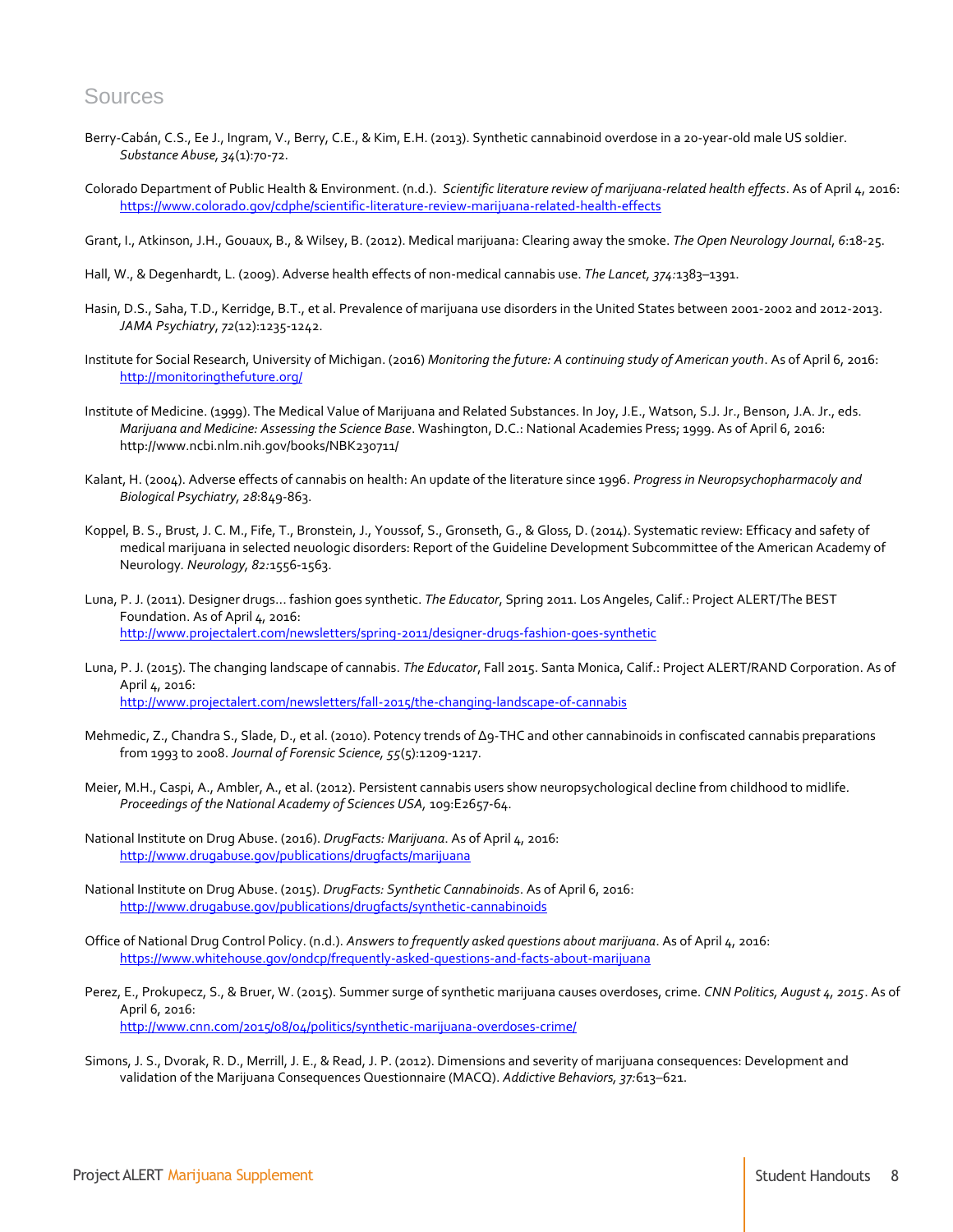## Sources

Berry-Cabán, C.S., Ee J., Ingram, V., Berry, C.E., & Kim, E.H. (2013). Synthetic cannabinoid overdose in a 20-year-old male US soldier. *Substance Abuse, 34*(1):70-72.

Colorado Department of Public Health & Environment. (n.d.). *Scientific literature review of marijuana-related health effects*. As of April 4, 2016: https://www.colorado.gov/cdphe/scientific-literature-review-marijuana-related-health-effects

Grant, I., Atkinson, J.H., Gouaux, B., & Wilsey, B. (2012). Medical marijuana: Clearing away the smoke. *The Open Neurology Journal*, *6*:18-25.

Hall, W., & Degenhardt, L. (2009). Adverse health effects of non-medical cannabis use. *The Lancet, 374*:1383–1391.

Hasin, D.S., Saha, T.D., Kerridge, B.T., et al. Prevalence of marijuana use disorders in the United States between 2001-2002 and 2012-2013. *JAMA Psychiatry*, *72*(12):1235-1242.

Institute for Social Research, University of Michigan. (2016) *Monitoring the future: A continuing study of American youth*. As of April 6, 2016: http://monitoringthefuture.org/

Institute of Medicine. (1999). The Medical Value of Marijuana and Related Substances. In Joy, J.E., Watson, S.J. Jr., Benson, J.A. Jr., eds. *Marijuana and Medicine: Assessing the Science Base*. Washington, D.C.: National Academies Press; 1999. As of April 6, 2016: http://www.ncbi.nlm.nih.gov/books/NBK230711/

Kalant, H. (2004). Adverse effects of cannabis on health: An update of the literature since 1996. *Progress in Neuropsychopharmacoly and Biological Psychiatry, 28*:849-863.

Koppel, B. S., Brust, J. C. M., Fife, T., Bronstein, J., Youssof, S., Gronseth, G., & Gloss, D. (2014). Systematic review: Efficacy and safety of medical marijuana in selected neuologic disorders: Report of the Guideline Development Subcommittee of the American Academy of Neurology. *Neurology, 82:*1556-1563.

Luna, P. J. (2011). Designer drugs… fashion goes synthetic. *The Educator*, Spring 2011. Los Angeles, Calif.: Project ALERT/The BEST Foundation. As of April 4, 2016: http://www.projectalert.com/newsletters/spring-2011/designer-drugs-fashion-goes-synthetic

Luna, P. J. (2015). The changing landscape of cannabis. *The Educator*, Fall 2015. Santa Monica, Calif.: Project ALERT/RAND Corporation. As of April 4, 2016: http://www.projectalert.com/newsletters/fall-2015/the-changing-landscape-of-cannabis

Mehmedic, Z., Chandra S., Slade, D., et al. (2010). Potency trends of Δ9-THC and other cannabinoids in confiscated cannabis preparations from 1993 to 2008. *Journal of Forensic Science, 55*(5):1209-1217.

Meier, M.H., Caspi, A., Ambler, A., et al. (2012). Persistent cannabis users show neuropsychological decline from childhood to midlife. *Proceedings of the National Academy of Sciences USA*, 109:E2657-64.

National Institute on Drug Abuse. (2016). *DrugFacts: Marijuana*. As of April 4, 2016: http://www.drugabuse.gov/publications/drugfacts/marijuana

National Institute on Drug Abuse. (2015). *DrugFacts: Synthetic Cannabinoids*. As of April 6, 2016: http://www.drugabuse.gov/publications/drugfacts/synthetic-cannabinoids

Office of National Drug Control Policy. (n.d.). *Answers to frequently asked questions about marijuana*. As of April 4, 2016: https://www.whitehouse.gov/ondcp/frequently-asked-questions-and-facts-about-marijuana

Perez, E., Prokupecz, S., & Bruer, W. (2015). Summer surge of synthetic marijuana causes overdoses, crime. *CNN Politics, August 4, 2015*. As of April 6, 2016: http://www.cnn.com/2015/08/04/politics/synthetic-marijuana-overdoses-crime/

Simons, J. S., Dvorak, R. D., Merrill, J. E., & Read, J. P. (2012). Dimensions and severity of marijuana consequences: Development and validation of the Marijuana Consequences Questionnaire (MACQ). *Addictive Behaviors, 37:*613–621.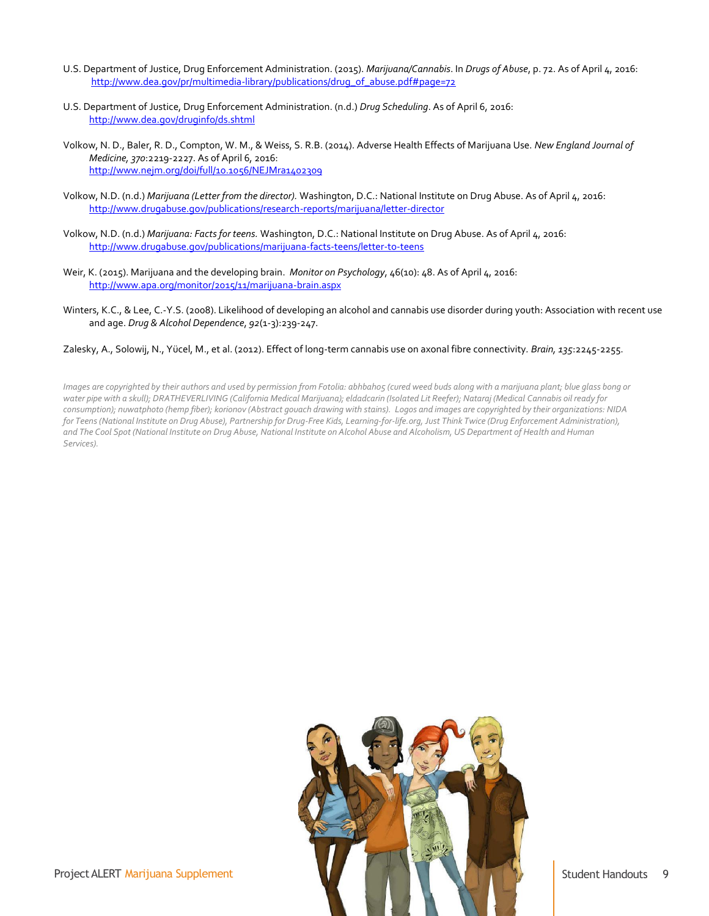U.S. Department of Justice, Drug Enforcement Administration. (2015). *Marijuana/Cannabis*. In *Drugs of Abuse*, p. 72. As of April 4, 2016: http://www.dea.gov/pr/multimedia-library/publications/drug_of_abuse.pdf#page=72

U.S. Department of Justice, Drug Enforcement Administration. (n.d.) *Drug Scheduling*. As of April 6, 2016: http://www.dea.gov/druginfo/ds.shtml

Volkow, N. D., Baler, R. D., Compton, W. M., & Weiss, S. R.B. (2014). Adverse Health Effects of Marijuana Use. *New England Journal of Medicine, 370*:2219-2227. As of April 6, 2016: http://www.nejm.org/doi/full/10.1056/NEJMra1402309

Volkow, N.D. (n.d.) *Marijuana (Letter from the director).* Washington, D.C.: National Institute on Drug Abuse. As of April 4, 2016: http://www.drugabuse.gov/publications/research-reports/marijuana/letter-director

Volkow, N.D. (n.d.) *Marijuana: Facts for teens.* Washington, D.C.: National Institute on Drug Abuse. As of April 4, 2016: http://www.drugabuse.gov/publications/marijuana-facts-teens/letter-to-teens

Weir, K. (2015). Marijuana and the developing brain. *Monitor on Psychology*, 46(10): 48. As of April 4, 2016: http://www.apa.org/monitor/2015/11/marijuana-brain.aspx

Winters, K.C., & Lee, C.-Y.S. (2008). Likelihood of developing an alcohol and cannabis use disorder during youth: Association with recent use and age. *Drug & Alcohol Dependence*, *92*(1-3):239-247.

Zalesky, A., Solowij, N., Yücel, M., et al. (2012). Effect of long-term cannabis use on axonal fibre connectivity. *Brain, 135*:2245-2255.

*Images are copyrighted by their authors and used by permission from Fotolia: abhbah05 (cured weed buds along with a marijuana plant; blue glass bong or water pipe with a skull); DRATHEVERLIVING (California Medical Marijuana); eldadcarin (Isolated Lit Reefer); Nataraj (Medical Cannabis oil ready for consumption); nuwatphoto (hemp fiber); korionov (Abstract gouach drawing with stains). Logos and images are copyrighted by their organizations: NIDA for Teens (National Institute on Drug Abuse), Partnership for Drug-Free Kids, Learning-for-life.org, Just Think Twice (Drug Enforcement Administration), and The Cool Spot (National Institute on Drug Abuse, National Institute on Alcohol Abuse and Alcoholism, US Department of Health and Human Services).*